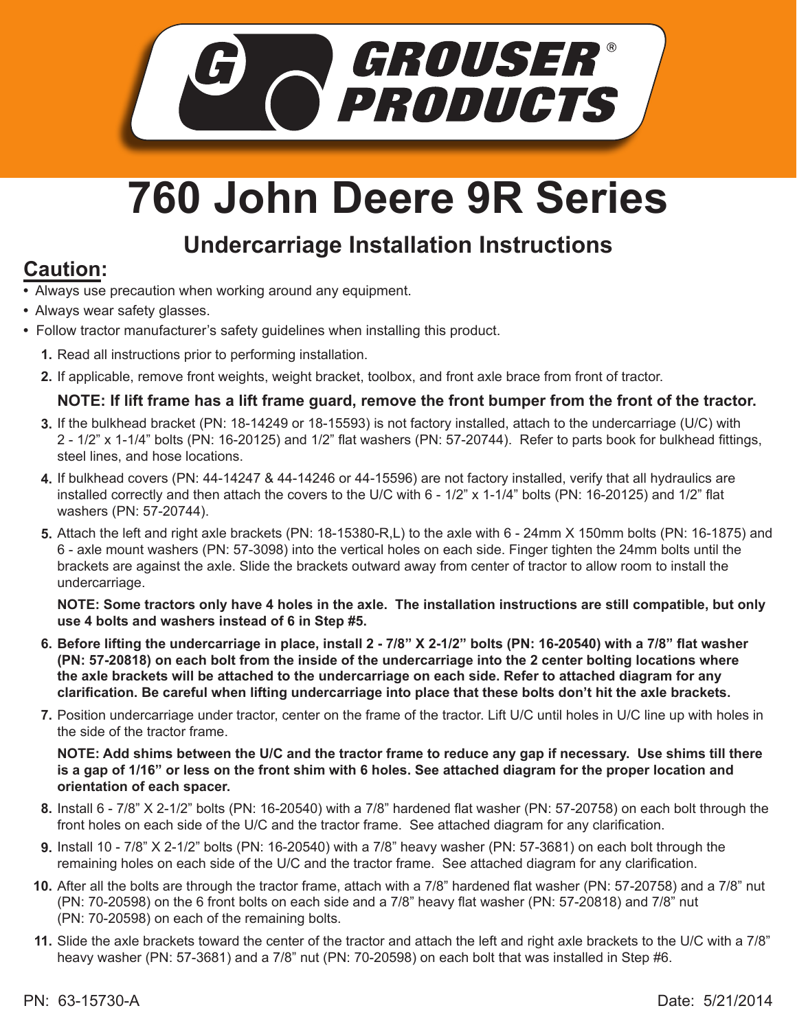GROUSER® PRODUCTS

# 760 John Deere 9R Series

## Undercarriage Installation Instructions

## Caution:

- Always use precaution when working around any equipment.
- Always wear safety glasses.
- Follow tractor manufacturer's safety guidelines when installing this product.

1. Read all instructions prior to performing installation.
2. If applicable, remove front weights, weight bracket, toolbox, and front axle brace from front of tractor.

   **NOTE: If lift frame has a lift frame guard, remove the front bumper from the front of the tractor.**

3. If the bulkhead bracket (PN: 18-14249 or 18-15593) is not factory installed, attach to the undercarriage (U/C) with 2 - 1/2" x 1-1/4" bolts (PN: 16-20125) and 1/2" flat washers (PN: 57-20744). Refer to parts book for bulkhead fittings, steel lines, and hose locations.
4. If bulkhead covers (PN: 44-14247 & 44-14246 or 44-15596) are not factory installed, verify that all hydraulics are installed correctly and then attach the covers to the U/C with 6 - 1/2" x 1-1/4" bolts (PN: 16-20125) and 1/2" flat washers (PN: 57-20744).
5. Attach the left and right axle brackets (PN: 18-15380-R,L) to the axle with 6 - 24mm X 150mm bolts (PN: 16-1875) and 6 - axle mount washers (PN: 57-3098) into the vertical holes on each side. Finger tighten the 24mm bolts until the brackets are against the axle. Slide the brackets outward away from center of tractor to allow room to install the undercarriage.

   **NOTE: Some tractors only have 4 holes in the axle. The installation instructions are still compatible, but only use 4 bolts and washers instead of 6 in Step #5.**

6. **Before lifting the undercarriage in place, install 2 - 7/8" X 2-1/2" bolts (PN: 16-20540) with a 7/8" flat washer (PN: 57-20818) on each bolt from the inside of the undercarriage into the 2 center bolting locations where the axle brackets will be attached to the undercarriage on each side. Refer to attached diagram for any clarification. Be careful when lifting undercarriage into place that these bolts don't hit the axle brackets.**
7. Position undercarriage under tractor, center on the frame of the tractor. Lift U/C until holes in U/C line up with holes in the side of the tractor frame.

   **NOTE: Add shims between the U/C and the tractor frame to reduce any gap if necessary. Use shims till there is a gap of 1/16" or less on the front shim with 6 holes. See attached diagram for the proper location and orientation of each spacer.**

8. Install 6 - 7/8" X 2-1/2" bolts (PN: 16-20540) with a 7/8" hardened flat washer (PN: 57-20758) on each bolt through the front holes on each side of the U/C and the tractor frame. See attached diagram for any clarification.
9. Install 10 - 7/8" X 2-1/2" bolts (PN: 16-20540) with a 7/8" heavy washer (PN: 57-3681) on each bolt through the remaining holes on each side of the U/C and the tractor frame. See attached diagram for any clarification.
10. After all the bolts are through the tractor frame, attach with a 7/8" hardened flat washer (PN: 57-20758) and a 7/8" nut (PN: 70-20598) on the 6 front bolts on each side and a 7/8" heavy flat washer (PN: 57-20818) and 7/8" nut (PN: 70-20598) on each of the remaining bolts.
11. Slide the axle brackets toward the center of the tractor and attach the left and right axle brackets to the U/C with a 7/8" heavy washer (PN: 57-3681) and a 7/8" nut (PN: 70-20598) on each bolt that was installed in Step #6.

PN: 63-15730-A

Date: 5/21/2014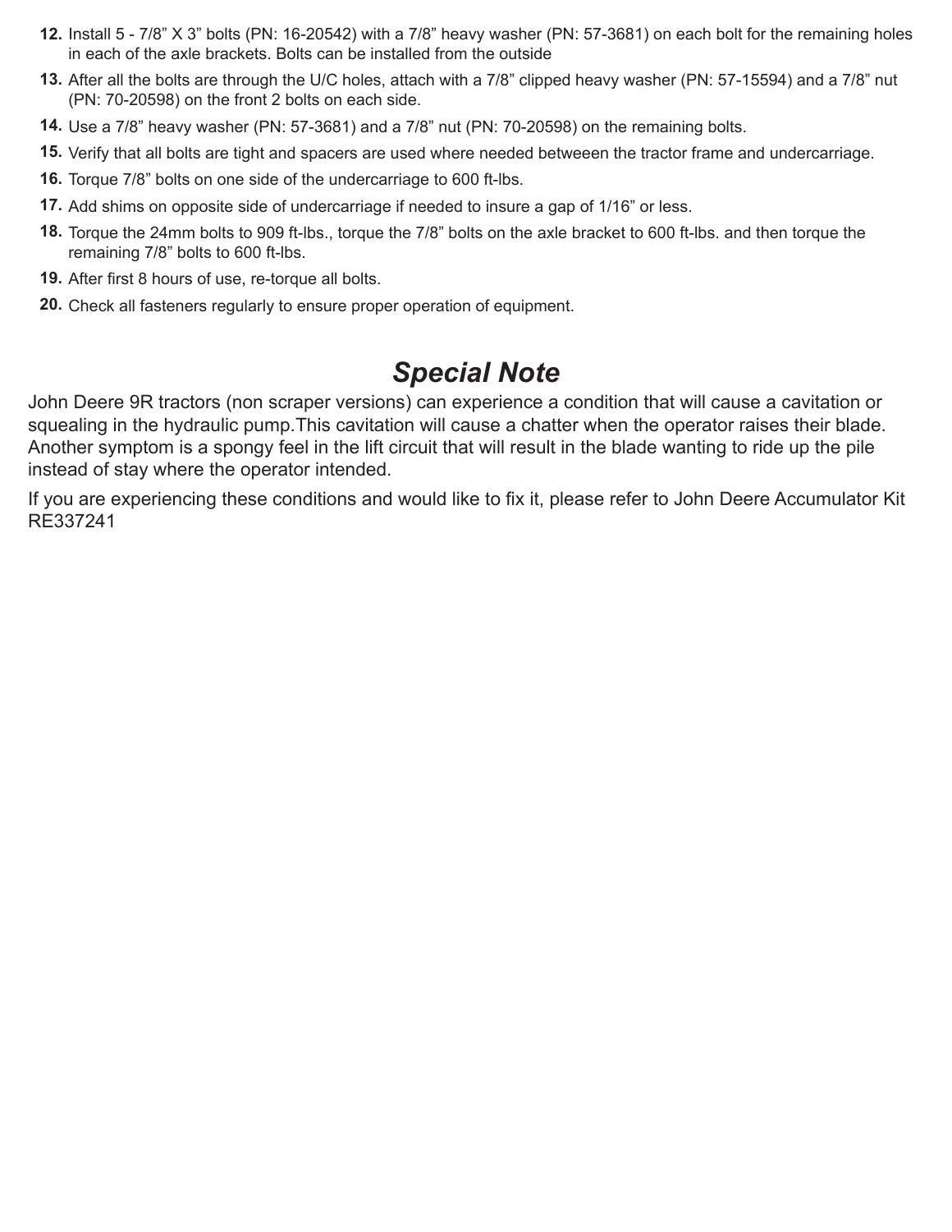12. Install 5 - 7/8” X 3” bolts (PN: 16-20542) with a 7/8” heavy washer (PN: 57-3681) on each bolt for the remaining holes in each of the axle brackets. Bolts can be installed from the outside
13. After all the bolts are through the U/C holes, attach with a 7/8” clipped heavy washer (PN: 57-15594) and a 7/8” nut (PN: 70-20598) on the front 2 bolts on each side.
14. Use a 7/8” heavy washer (PN: 57-3681) and a 7/8” nut (PN: 70-20598) on the remaining bolts.
15. Verify that all bolts are tight and spacers are used where needed betweeen the tractor frame and undercarriage.
16. Torque 7/8” bolts on one side of the undercarriage to 600 ft-lbs.
17. Add shims on opposite side of undercarriage if needed to insure a gap of 1/16” or less.
18. Torque the 24mm bolts to 909 ft-lbs., torque the 7/8” bolts on the axle bracket to 600 ft-lbs. and then torque the remaining 7/8” bolts to 600 ft-lbs.
19. After first 8 hours of use, re-torque all bolts.
20. Check all fasteners regularly to ensure proper operation of equipment.

## *Special Note*

John Deere 9R tractors (non scraper versions) can experience a condition that will cause a cavitation or squealing in the hydraulic pump.This cavitation will cause a chatter when the operator raises their blade. Another symptom is a spongy feel in the lift circuit that will result in the blade wanting to ride up the pile instead of stay where the operator intended.

If you are experiencing these conditions and would like to fix it, please refer to John Deere Accumulator Kit RE337241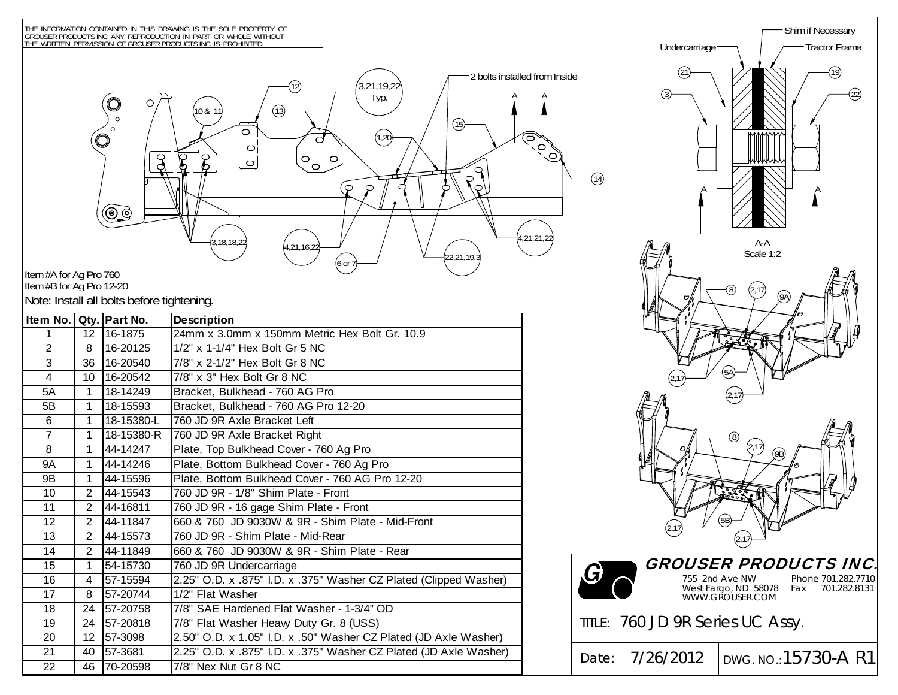THE INFORMATION CONTAINED IN THIS DRAWING IS THE SOLE PROPERTY OF GROUSER PRODUCTS INC ANY REPRODUCTION IN PART OR WHOLE WITHOUT THE WRITTEN PERMISSION OF GROUSER PRODUCTS INC IS PROHIBITED.

2 bolts installed from Inside

Shim if Necessary

Undercarriage

Tractor Frame

A-A
Scale 1:2

Item #A for Ag Pro 760
Item #B for Ag Pro 12-20

Note: Install all bolts before tightening.

| Item No. | Qty. | Part No. | Description |
|---|---|---|---|
| 1 | 12 | 16-1875 | 24mm x 3.0mm x 150mm Metric Hex Bolt Gr. 10.9 |
| 2 | 8 | 16-20125 | 1/2" x 1-1/4" Hex Bolt Gr 5 NC |
| 3 | 36 | 16-20540 | 7/8" x 2-1/2" Hex Bolt Gr 8 NC |
| 4 | 10 | 16-20542 | 7/8" x 3" Hex Bolt Gr 8 NC |
| 5A | 1 | 18-14249 | Bracket, Bulkhead - 760 AG Pro |
| 5B | 1 | 18-15593 | Bracket, Bulkhead - 760 AG Pro 12-20 |
| 6 | 1 | 18-15380-L | 760 JD 9R Axle Bracket Left |
| 7 | 1 | 18-15380-R | 760 JD 9R Axle Bracket Right |
| 8 | 1 | 44-14247 | Plate, Top Bulkhead Cover - 760 Ag Pro |
| 9A | 1 | 44-14246 | Plate, Bottom Bulkhead Cover - 760 Ag Pro |
| 9B | 1 | 44-15596 | Plate, Bottom Bulkhead Cover - 760 AG Pro 12-20 |
| 10 | 2 | 44-15543 | 760 JD 9R - 1/8" Shim Plate - Front |
| 11 | 2 | 44-16811 | 760 JD 9R - 16 gage Shim Plate - Front |
| 12 | 2 | 44-11847 | 660 & 760 JD 9030W & 9R - Shim Plate - Mid-Front |
| 13 | 2 | 44-15573 | 760 JD 9R - Shim Plate - Mid-Rear |
| 14 | 2 | 44-11849 | 660 & 760 JD 9030W & 9R - Shim Plate - Rear |
| 15 | 1 | 54-15730 | 760 JD 9R Undercarriage |
| 16 | 4 | 57-15594 | 2.25" O.D. x .875" I.D. x .375" Washer CZ Plated (Clipped Washer) |
| 17 | 8 | 57-20744 | 1/2" Flat Washer |
| 18 | 24 | 57-20758 | 7/8" SAE Hardened Flat Washer - 1-3/4" OD |
| 19 | 24 | 57-20818 | 7/8" Flat Washer Heavy Duty Gr. 8 (USS) |
| 20 | 12 | 57-3098 | 2.50" O.D. x 1.05" I.D. x .50" Washer CZ Plated (JD Axle Washer) |
| 21 | 40 | 57-3681 | 2.25" O.D. x .875" I.D. x .375" Washer CZ Plated (JD Axle Washer) |
| 22 | 46 | 70-20598 | 7/8" Nex Nut Gr 8 NC |

**GROUSER PRODUCTS INC.**
755 2nd Ave NW
West Fargo, ND 58078
WWW.GROUSER.COM
Phone 701.282.7710
Fax 701.282.8131

TITLE: 760 JD 9R Series UC Assy.

Date: 7/26/2012

DWG. NO.: 15730-A R1